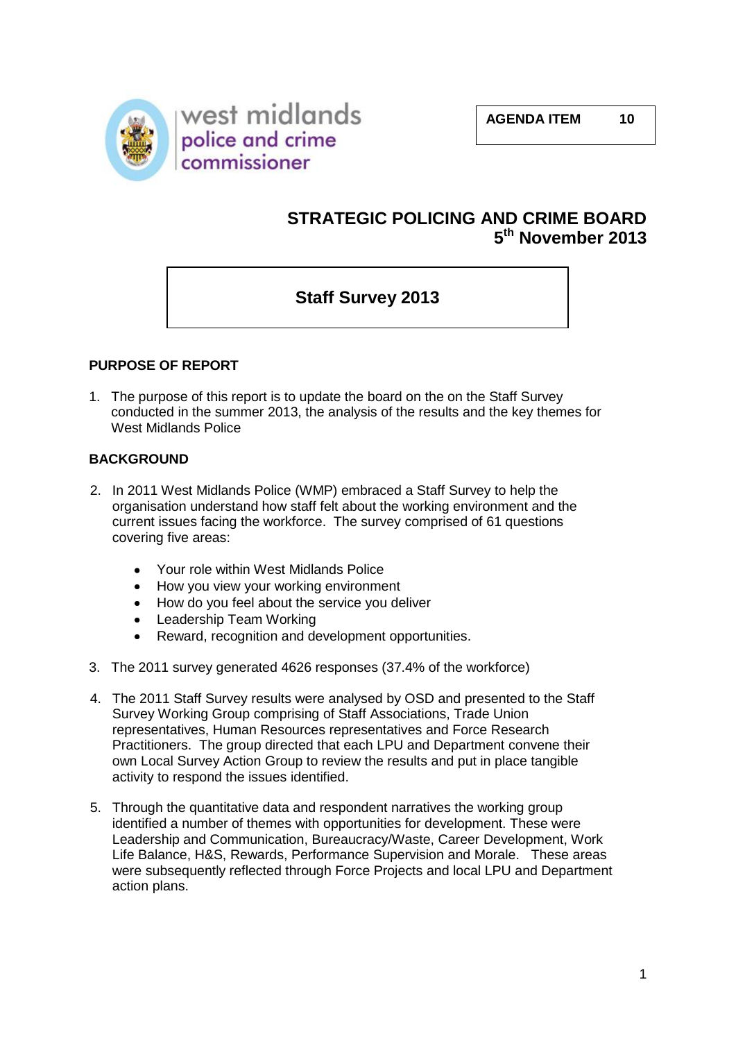west midlands police and crime commissioner

**AGENDA ITEM 10**

## STRATEGIC POLICING AND CRIME BOARD
## 5th November 2013

# Staff Survey 2013

### PURPOSE OF REPORT

1. The purpose of this report is to update the board on the on the Staff Survey conducted in the summer 2013, the analysis of the results and the key themes for West Midlands Police

### BACKGROUND

2. In 2011 West Midlands Police (WMP) embraced a Staff Survey to help the organisation understand how staff felt about the working environment and the current issues facing the workforce. The survey comprised of 61 questions covering five areas:

   - Your role within West Midlands Police
   - How you view your working environment
   - How do you feel about the service you deliver
   - Leadership Team Working
   - Reward, recognition and development opportunities.

3. The 2011 survey generated 4626 responses (37.4% of the workforce)

4. The 2011 Staff Survey results were analysed by OSD and presented to the Staff Survey Working Group comprising of Staff Associations, Trade Union representatives, Human Resources representatives and Force Research Practitioners. The group directed that each LPU and Department convene their own Local Survey Action Group to review the results and put in place tangible activity to respond the issues identified.

5. Through the quantitative data and respondent narratives the working group identified a number of themes with opportunities for development. These were Leadership and Communication, Bureaucracy/Waste, Career Development, Work Life Balance, H&S, Rewards, Performance Supervision and Morale. These areas were subsequently reflected through Force Projects and local LPU and Department action plans.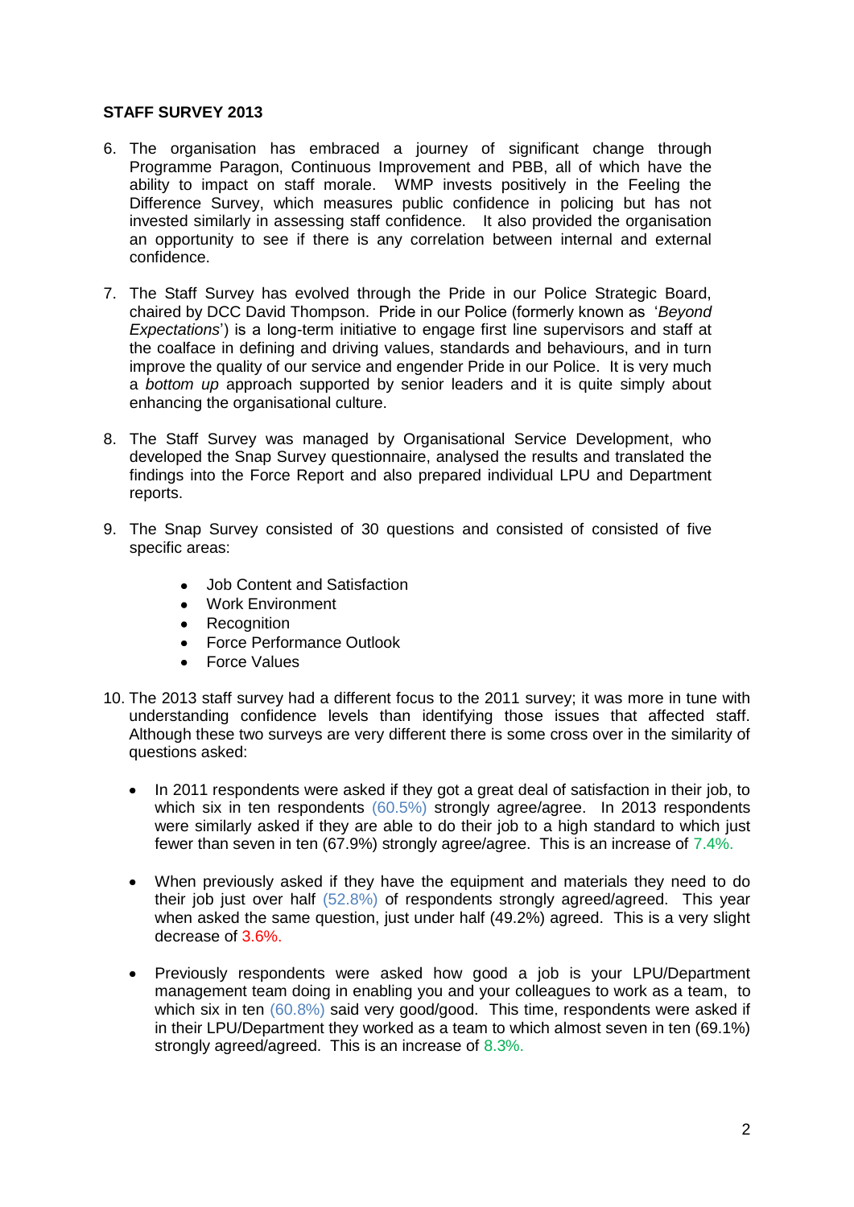**STAFF SURVEY 2013**

6. The organisation has embraced a journey of significant change through Programme Paragon, Continuous Improvement and PBB, all of which have the ability to impact on staff morale. WMP invests positively in the Feeling the Difference Survey, which measures public confidence in policing but has not invested similarly in assessing staff confidence. It also provided the organisation an opportunity to see if there is any correlation between internal and external confidence.

7. The Staff Survey has evolved through the Pride in our Police Strategic Board, chaired by DCC David Thompson. Pride in our Police (formerly known as '*Beyond Expectations*') is a long-term initiative to engage first line supervisors and staff at the coalface in defining and driving values, standards and behaviours, and in turn improve the quality of our service and engender Pride in our Police. It is very much a *bottom up* approach supported by senior leaders and it is quite simply about enhancing the organisational culture.

8. The Staff Survey was managed by Organisational Service Development, who developed the Snap Survey questionnaire, analysed the results and translated the findings into the Force Report and also prepared individual LPU and Department reports.

9. The Snap Survey consisted of 30 questions and consisted of consisted of five specific areas:

   - Job Content and Satisfaction
   - Work Environment
   - Recognition
   - Force Performance Outlook
   - Force Values

10. The 2013 staff survey had a different focus to the 2011 survey; it was more in tune with understanding confidence levels than identifying those issues that affected staff. Although these two surveys are very different there is some cross over in the similarity of questions asked:

    - In 2011 respondents were asked if they got a great deal of satisfaction in their job, to which six in ten respondents (60.5%) strongly agree/agree. In 2013 respondents were similarly asked if they are able to do their job to a high standard to which just fewer than seven in ten (67.9%) strongly agree/agree. This is an increase of 7.4%.

    - When previously asked if they have the equipment and materials they need to do their job just over half (52.8%) of respondents strongly agreed/agreed. This year when asked the same question, just under half (49.2%) agreed. This is a very slight decrease of 3.6%.

    - Previously respondents were asked how good a job is your LPU/Department management team doing in enabling you and your colleagues to work as a team, to which six in ten (60.8%) said very good/good. This time, respondents were asked if in their LPU/Department they worked as a team to which almost seven in ten (69.1%) strongly agreed/agreed. This is an increase of 8.3%.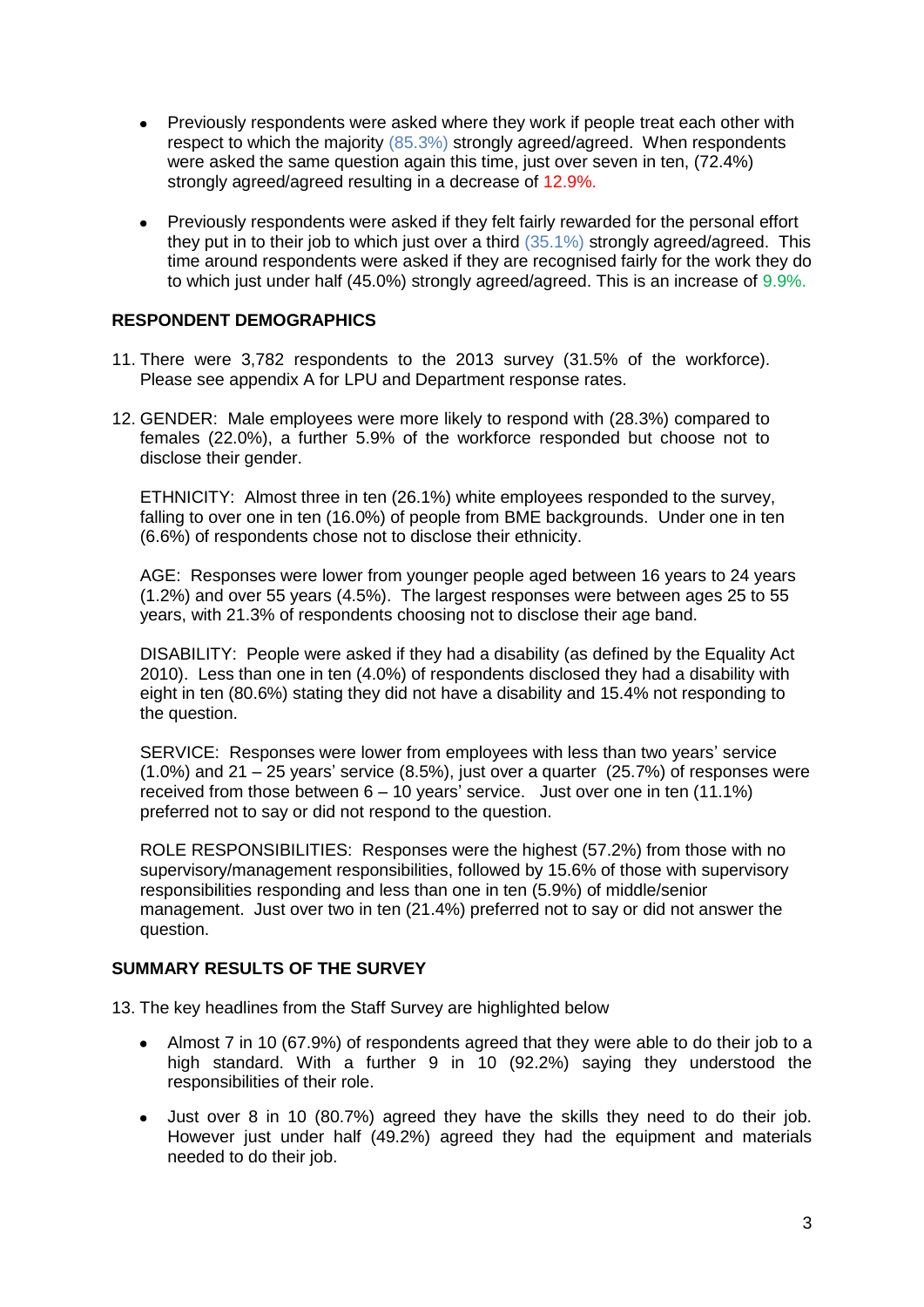- Previously respondents were asked where they work if people treat each other with respect to which the majority (85.3%) strongly agreed/agreed. When respondents were asked the same question again this time, just over seven in ten, (72.4%) strongly agreed/agreed resulting in a decrease of 12.9%.

- Previously respondents were asked if they felt fairly rewarded for the personal effort they put in to their job to which just over a third (35.1%) strongly agreed/agreed. This time around respondents were asked if they are recognised fairly for the work they do to which just under half (45.0%) strongly agreed/agreed. This is an increase of 9.9%.

**RESPONDENT DEMOGRAPHICS**

11. There were 3,782 respondents to the 2013 survey (31.5% of the workforce). Please see appendix A for LPU and Department response rates.

12. GENDER: Male employees were more likely to respond with (28.3%) compared to females (22.0%), a further 5.9% of the workforce responded but choose not to disclose their gender.

    ETHNICITY: Almost three in ten (26.1%) white employees responded to the survey, falling to over one in ten (16.0%) of people from BME backgrounds. Under one in ten (6.6%) of respondents chose not to disclose their ethnicity.

    AGE: Responses were lower from younger people aged between 16 years to 24 years (1.2%) and over 55 years (4.5%). The largest responses were between ages 25 to 55 years, with 21.3% of respondents choosing not to disclose their age band.

    DISABILITY: People were asked if they had a disability (as defined by the Equality Act 2010). Less than one in ten (4.0%) of respondents disclosed they had a disability with eight in ten (80.6%) stating they did not have a disability and 15.4% not responding to the question.

    SERVICE: Responses were lower from employees with less than two years' service (1.0%) and 21 – 25 years' service (8.5%), just over a quarter (25.7%) of responses were received from those between 6 – 10 years' service. Just over one in ten (11.1%) preferred not to say or did not respond to the question.

    ROLE RESPONSIBILITIES: Responses were the highest (57.2%) from those with no supervisory/management responsibilities, followed by 15.6% of those with supervisory responsibilities responding and less than one in ten (5.9%) of middle/senior management. Just over two in ten (21.4%) preferred not to say or did not answer the question.

**SUMMARY RESULTS OF THE SURVEY**

13. The key headlines from the Staff Survey are highlighted below

    - Almost 7 in 10 (67.9%) of respondents agreed that they were able to do their job to a high standard. With a further 9 in 10 (92.2%) saying they understood the responsibilities of their role.

    - Just over 8 in 10 (80.7%) agreed they have the skills they need to do their job. However just under half (49.2%) agreed they had the equipment and materials needed to do their job.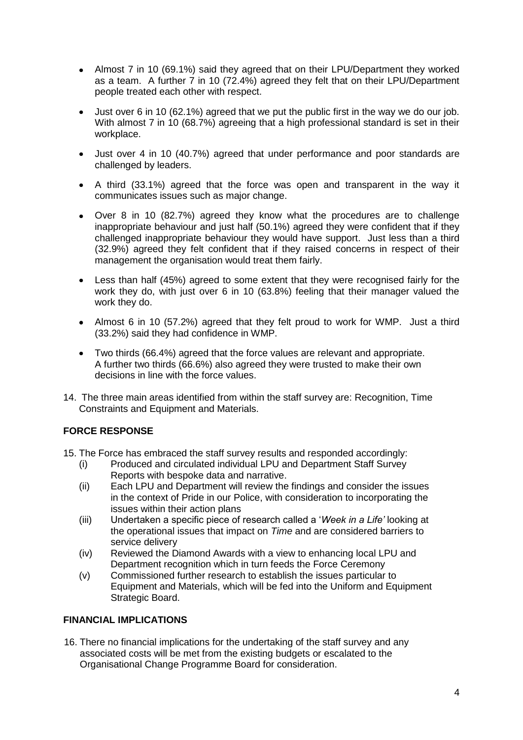- Almost 7 in 10 (69.1%) said they agreed that on their LPU/Department they worked as a team. A further 7 in 10 (72.4%) agreed they felt that on their LPU/Department people treated each other with respect.
- Just over 6 in 10 (62.1%) agreed that we put the public first in the way we do our job. With almost 7 in 10 (68.7%) agreeing that a high professional standard is set in their workplace.
- Just over 4 in 10 (40.7%) agreed that under performance and poor standards are challenged by leaders.
- A third (33.1%) agreed that the force was open and transparent in the way it communicates issues such as major change.
- Over 8 in 10 (82.7%) agreed they know what the procedures are to challenge inappropriate behaviour and just half (50.1%) agreed they were confident that if they challenged inappropriate behaviour they would have support. Just less than a third (32.9%) agreed they felt confident that if they raised concerns in respect of their management the organisation would treat them fairly.
- Less than half (45%) agreed to some extent that they were recognised fairly for the work they do, with just over 6 in 10 (63.8%) feeling that their manager valued the work they do.
- Almost 6 in 10 (57.2%) agreed that they felt proud to work for WMP. Just a third (33.2%) said they had confidence in WMP.
- Two thirds (66.4%) agreed that the force values are relevant and appropriate. A further two thirds (66.6%) also agreed they were trusted to make their own decisions in line with the force values.

14. The three main areas identified from within the staff survey are: Recognition, Time Constraints and Equipment and Materials.

## FORCE RESPONSE

15. The Force has embraced the staff survey results and responded accordingly:
    (i) Produced and circulated individual LPU and Department Staff Survey Reports with bespoke data and narrative.
    (ii) Each LPU and Department will review the findings and consider the issues in the context of Pride in our Police, with consideration to incorporating the issues within their action plans
    (iii) Undertaken a specific piece of research called a '*Week in a Life'* looking at the operational issues that impact on *Time* and are considered barriers to service delivery
    (iv) Reviewed the Diamond Awards with a view to enhancing local LPU and Department recognition which in turn feeds the Force Ceremony
    (v) Commissioned further research to establish the issues particular to Equipment and Materials, which will be fed into the Uniform and Equipment Strategic Board.

## FINANCIAL IMPLICATIONS

16. There no financial implications for the undertaking of the staff survey and any associated costs will be met from the existing budgets or escalated to the Organisational Change Programme Board for consideration.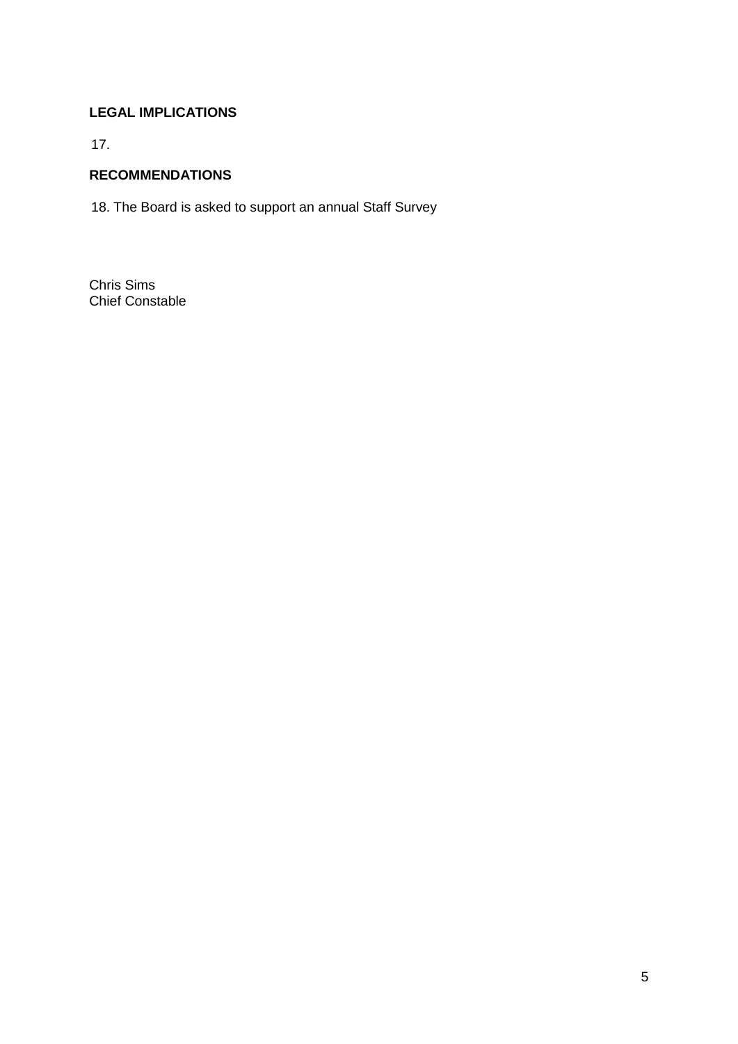**LEGAL IMPLICATIONS**

17.

**RECOMMENDATIONS**

18. The Board is asked to support an annual Staff Survey

Chris Sims
Chief Constable